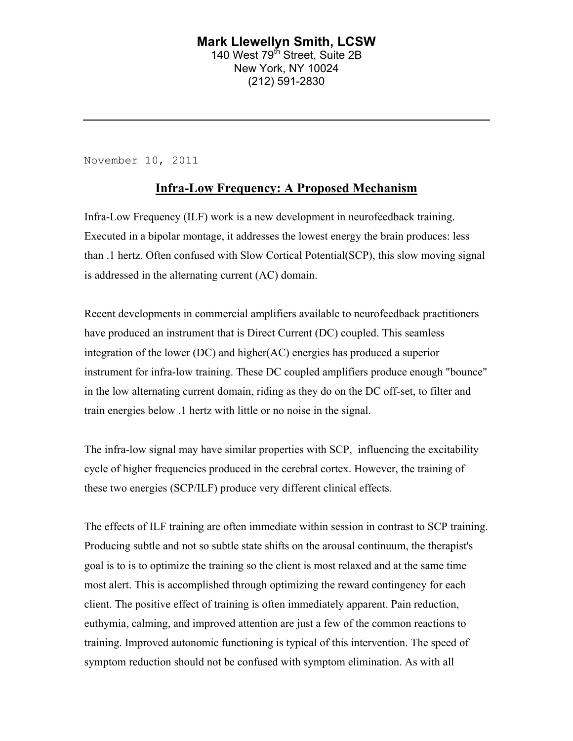**Mark Llewellyn Smith, LCSW**
140 West 79th Street, Suite 2B
New York, NY 10024
(212) 591-2830

---

November 10, 2011

## Infra-Low Frequency: A Proposed Mechanism

Infra-Low Frequency (ILF) work is a new development in neurofeedback training. Executed in a bipolar montage, it addresses the lowest energy the brain produces: less than .1 hertz. Often confused with Slow Cortical Potential(SCP), this slow moving signal is addressed in the alternating current (AC) domain.

Recent developments in commercial amplifiers available to neurofeedback practitioners have produced an instrument that is Direct Current (DC) coupled. This seamless integration of the lower (DC) and higher(AC) energies has produced a superior instrument for infra-low training. These DC coupled amplifiers produce enough "bounce" in the low alternating current domain, riding as they do on the DC off-set, to filter and train energies below .1 hertz with little or no noise in the signal.

The infra-low signal may have similar properties with SCP, influencing the excitability cycle of higher frequencies produced in the cerebral cortex. However, the training of these two energies (SCP/ILF) produce very different clinical effects.

The effects of ILF training are often immediate within session in contrast to SCP training. Producing subtle and not so subtle state shifts on the arousal continuum, the therapist's goal is to is to optimize the training so the client is most relaxed and at the same time most alert. This is accomplished through optimizing the reward contingency for each client. The positive effect of training is often immediately apparent. Pain reduction, euthymia, calming, and improved attention are just a few of the common reactions to training. Improved autonomic functioning is typical of this intervention. The speed of symptom reduction should not be confused with symptom elimination. As with all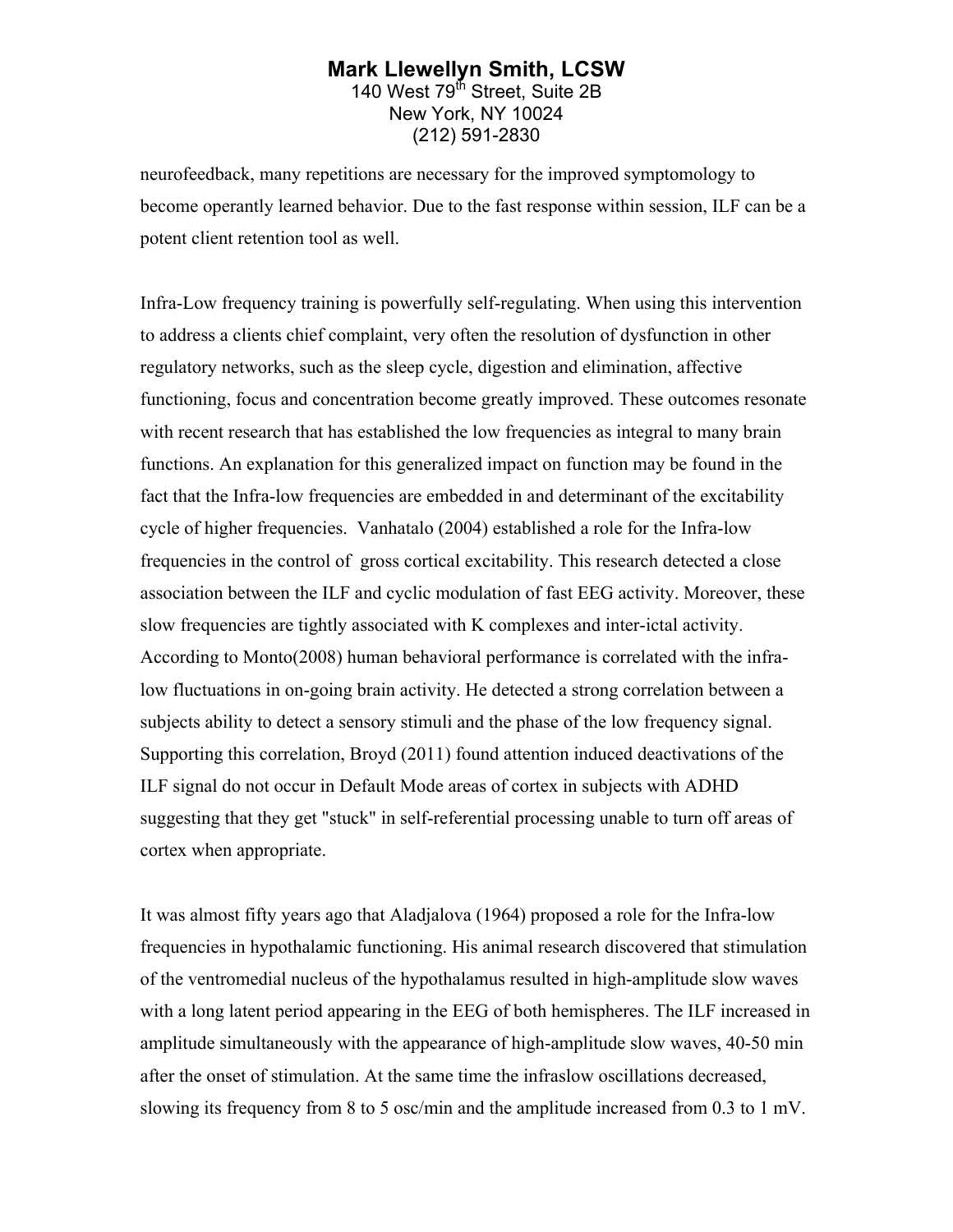neurofeedback, many repetitions are necessary for the improved symptomology to become operantly learned behavior. Due to the fast response within session, ILF can be a potent client retention tool as well.

Infra-Low frequency training is powerfully self-regulating. When using this intervention to address a clients chief complaint, very often the resolution of dysfunction in other regulatory networks, such as the sleep cycle, digestion and elimination, affective functioning, focus and concentration become greatly improved. These outcomes resonate with recent research that has established the low frequencies as integral to many brain functions. An explanation for this generalized impact on function may be found in the fact that the Infra-low frequencies are embedded in and determinant of the excitability cycle of higher frequencies. Vanhatalo (2004) established a role for the Infra-low frequencies in the control of gross cortical excitability. This research detected a close association between the ILF and cyclic modulation of fast EEG activity. Moreover, these slow frequencies are tightly associated with K complexes and inter-ictal activity. According to Monto(2008) human behavioral performance is correlated with the infra-low fluctuations in on-going brain activity. He detected a strong correlation between a subjects ability to detect a sensory stimuli and the phase of the low frequency signal. Supporting this correlation, Broyd (2011) found attention induced deactivations of the ILF signal do not occur in Default Mode areas of cortex in subjects with ADHD suggesting that they get "stuck" in self-referential processing unable to turn off areas of cortex when appropriate.

It was almost fifty years ago that Aladjalova (1964) proposed a role for the Infra-low frequencies in hypothalamic functioning. His animal research discovered that stimulation of the ventromedial nucleus of the hypothalamus resulted in high-amplitude slow waves with a long latent period appearing in the EEG of both hemispheres. The ILF increased in amplitude simultaneously with the appearance of high-amplitude slow waves, 40-50 min after the onset of stimulation. At the same time the infraslow oscillations decreased, slowing its frequency from 8 to 5 osc/min and the amplitude increased from 0.3 to 1 mV.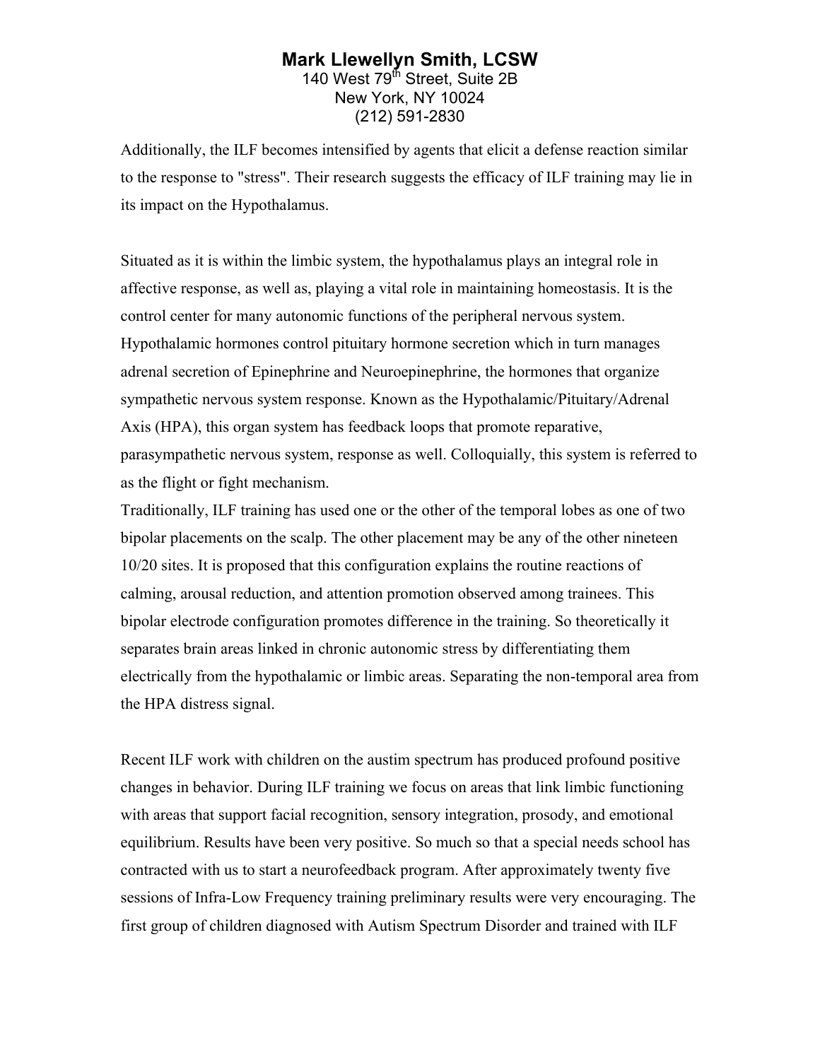Additionally, the ILF becomes intensified by agents that elicit a defense reaction similar to the response to "stress". Their research suggests the efficacy of ILF training may lie in its impact on the Hypothalamus.

Situated as it is within the limbic system, the hypothalamus plays an integral role in affective response, as well as, playing a vital role in maintaining homeostasis. It is the control center for many autonomic functions of the peripheral nervous system. Hypothalamic hormones control pituitary hormone secretion which in turn manages adrenal secretion of Epinephrine and Neuroepinephrine, the hormones that organize sympathetic nervous system response. Known as the Hypothalamic/Pituitary/Adrenal Axis (HPA), this organ system has feedback loops that promote reparative, parasympathetic nervous system, response as well. Colloquially, this system is referred to as the flight or fight mechanism.

Traditionally, ILF training has used one or the other of the temporal lobes as one of two bipolar placements on the scalp. The other placement may be any of the other nineteen 10/20 sites. It is proposed that this configuration explains the routine reactions of calming, arousal reduction, and attention promotion observed among trainees. This bipolar electrode configuration promotes difference in the training. So theoretically it separates brain areas linked in chronic autonomic stress by differentiating them electrically from the hypothalamic or limbic areas. Separating the non-temporal area from the HPA distress signal.

Recent ILF work with children on the austim spectrum has produced profound positive changes in behavior. During ILF training we focus on areas that link limbic functioning with areas that support facial recognition, sensory integration, prosody, and emotional equilibrium. Results have been very positive. So much so that a special needs school has contracted with us to start a neurofeedback program. After approximately twenty five sessions of Infra-Low Frequency training preliminary results were very encouraging. The first group of children diagnosed with Autism Spectrum Disorder and trained with ILF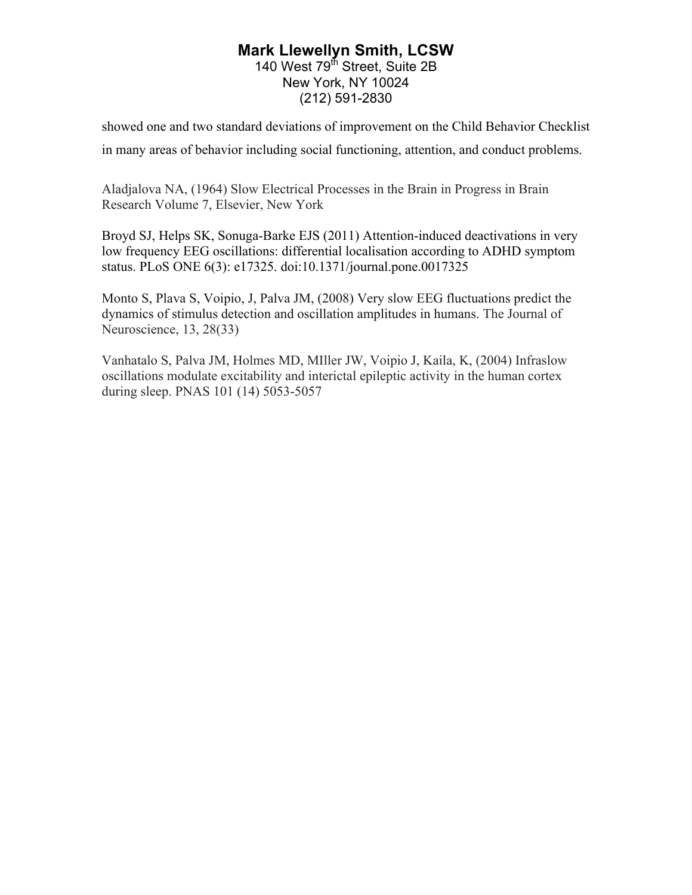showed one and two standard deviations of improvement on the Child Behavior Checklist in many areas of behavior including social functioning, attention, and conduct problems.

Aladjalova NA, (1964) Slow Electrical Processes in the Brain in Progress in Brain Research Volume 7, Elsevier, New York

Broyd SJ, Helps SK, Sonuga-Barke EJS (2011) Attention-induced deactivations in very low frequency EEG oscillations: differential localisation according to ADHD symptom status. PLoS ONE 6(3): e17325. doi:10.1371/journal.pone.0017325

Monto S, Plava S, Voipio, J, Palva JM, (2008) Very slow EEG fluctuations predict the dynamics of stimulus detection and oscillation amplitudes in humans. The Journal of Neuroscience, 13, 28(33)

Vanhatalo S, Palva JM, Holmes MD, MIller JW, Voipio J, Kaila, K, (2004) Infraslow oscillations modulate excitability and interictal epileptic activity in the human cortex during sleep. PNAS 101 (14) 5053-5057